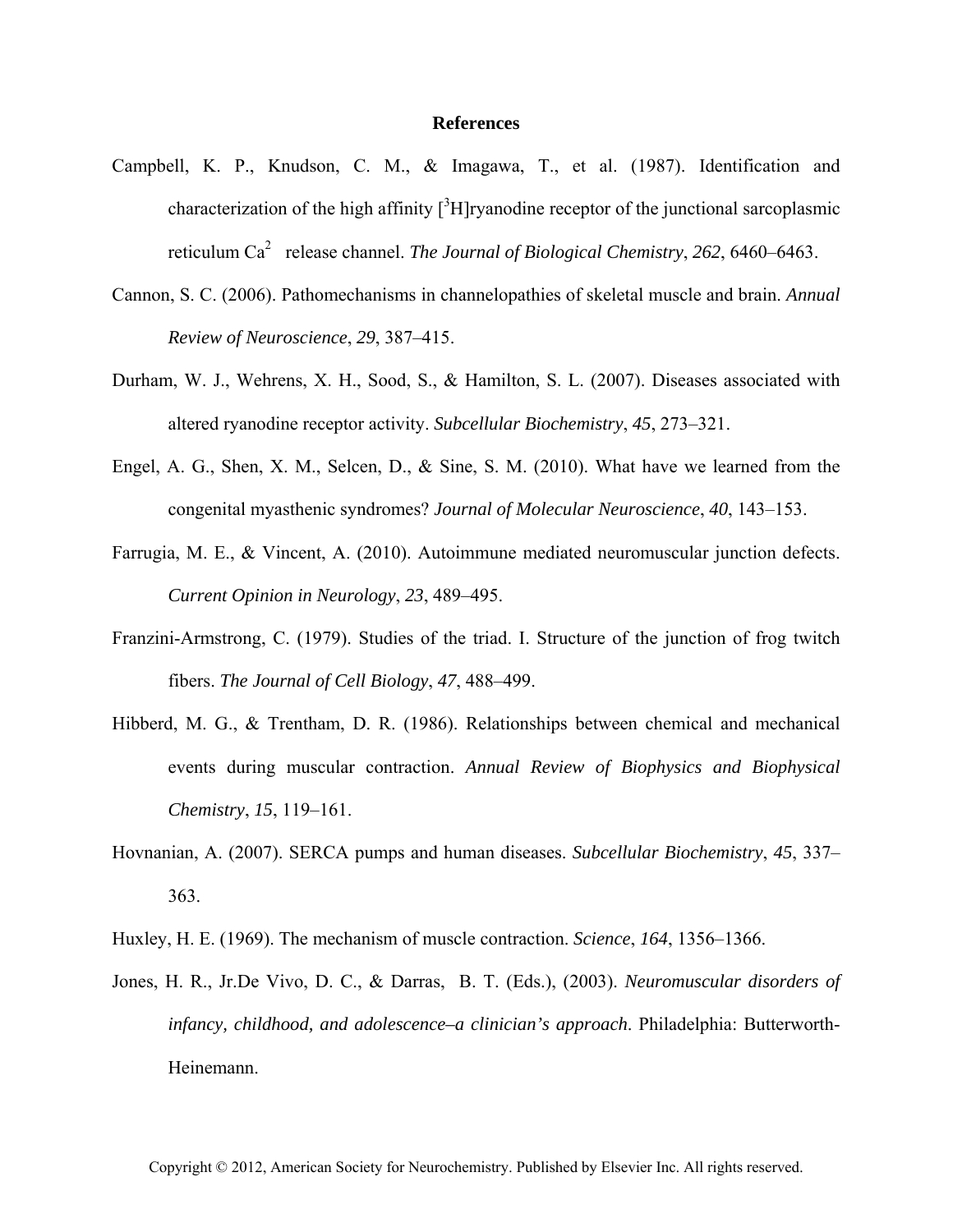## References

Campbell, K. P., Knudson, C. M., & Imagawa, T., et al. (1987). Identification and characterization of the high affinity [$^3$H]ryanodine receptor of the junctional sarcoplasmic reticulum $Ca^2$ release channel. *The Journal of Biological Chemistry*, *262*, 6460–6463.

Cannon, S. C. (2006). Pathomechanisms in channelopathies of skeletal muscle and brain. *Annual Review of Neuroscience*, *29*, 387–415.

Durham, W. J., Wehrens, X. H., Sood, S., & Hamilton, S. L. (2007). Diseases associated with altered ryanodine receptor activity. *Subcellular Biochemistry*, *45*, 273–321.

Engel, A. G., Shen, X. M., Selcen, D., & Sine, S. M. (2010). What have we learned from the congenital myasthenic syndromes? *Journal of Molecular Neuroscience*, *40*, 143–153.

Farrugia, M. E., & Vincent, A. (2010). Autoimmune mediated neuromuscular junction defects. *Current Opinion in Neurology*, *23*, 489–495.

Franzini-Armstrong, C. (1979). Studies of the triad. I. Structure of the junction of frog twitch fibers. *The Journal of Cell Biology*, *47*, 488–499.

Hibberd, M. G., & Trentham, D. R. (1986). Relationships between chemical and mechanical events during muscular contraction. *Annual Review of Biophysics and Biophysical Chemistry*, *15*, 119–161.

Hovnanian, A. (2007). SERCA pumps and human diseases. *Subcellular Biochemistry*, *45*, 337–363.

Huxley, H. E. (1969). The mechanism of muscle contraction. *Science*, *164*, 1356–1366.

Jones, H. R., Jr.De Vivo, D. C., & Darras, B. T. (Eds.), (2003). *Neuromuscular disorders of infancy, childhood, and adolescence–a clinician's approach*. Philadelphia: Butterworth-Heinemann.

Copyright © 2012, American Society for Neurochemistry. Published by Elsevier Inc. All rights reserved.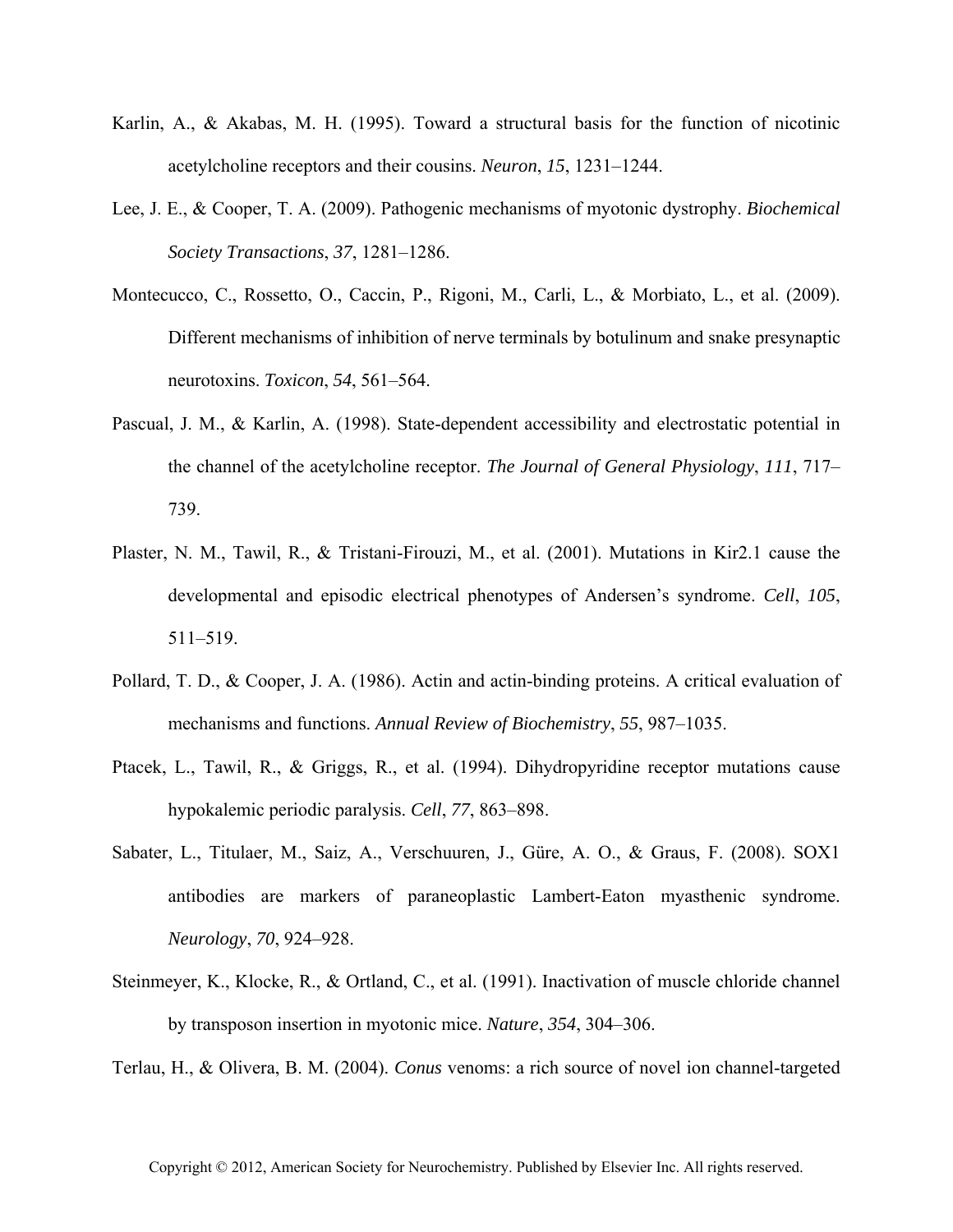Karlin, A., & Akabas, M. H. (1995). Toward a structural basis for the function of nicotinic acetylcholine receptors and their cousins. *Neuron*, *15*, 1231–1244.

Lee, J. E., & Cooper, T. A. (2009). Pathogenic mechanisms of myotonic dystrophy. *Biochemical Society Transactions*, *37*, 1281–1286.

Montecucco, C., Rossetto, O., Caccin, P., Rigoni, M., Carli, L., & Morbiato, L., et al. (2009). Different mechanisms of inhibition of nerve terminals by botulinum and snake presynaptic neurotoxins. *Toxicon*, *54*, 561–564.

Pascual, J. M., & Karlin, A. (1998). State-dependent accessibility and electrostatic potential in the channel of the acetylcholine receptor. *The Journal of General Physiology*, *111*, 717–739.

Plaster, N. M., Tawil, R., & Tristani-Firouzi, M., et al. (2001). Mutations in Kir2.1 cause the developmental and episodic electrical phenotypes of Andersen's syndrome. *Cell*, *105*, 511–519.

Pollard, T. D., & Cooper, J. A. (1986). Actin and actin-binding proteins. A critical evaluation of mechanisms and functions. *Annual Review of Biochemistry*, *55*, 987–1035.

Ptacek, L., Tawil, R., & Griggs, R., et al. (1994). Dihydropyridine receptor mutations cause hypokalemic periodic paralysis. *Cell*, *77*, 863–898.

Sabater, L., Titulaer, M., Saiz, A., Verschuuren, J., Güre, A. O., & Graus, F. (2008). SOX1 antibodies are markers of paraneoplastic Lambert-Eaton myasthenic syndrome. *Neurology*, *70*, 924–928.

Steinmeyer, K., Klocke, R., & Ortland, C., et al. (1991). Inactivation of muscle chloride channel by transposon insertion in myotonic mice. *Nature*, *354*, 304–306.

Terlau, H., & Olivera, B. M. (2004). *Conus* venoms: a rich source of novel ion channel-targeted

Copyright © 2012, American Society for Neurochemistry. Published by Elsevier Inc. All rights reserved.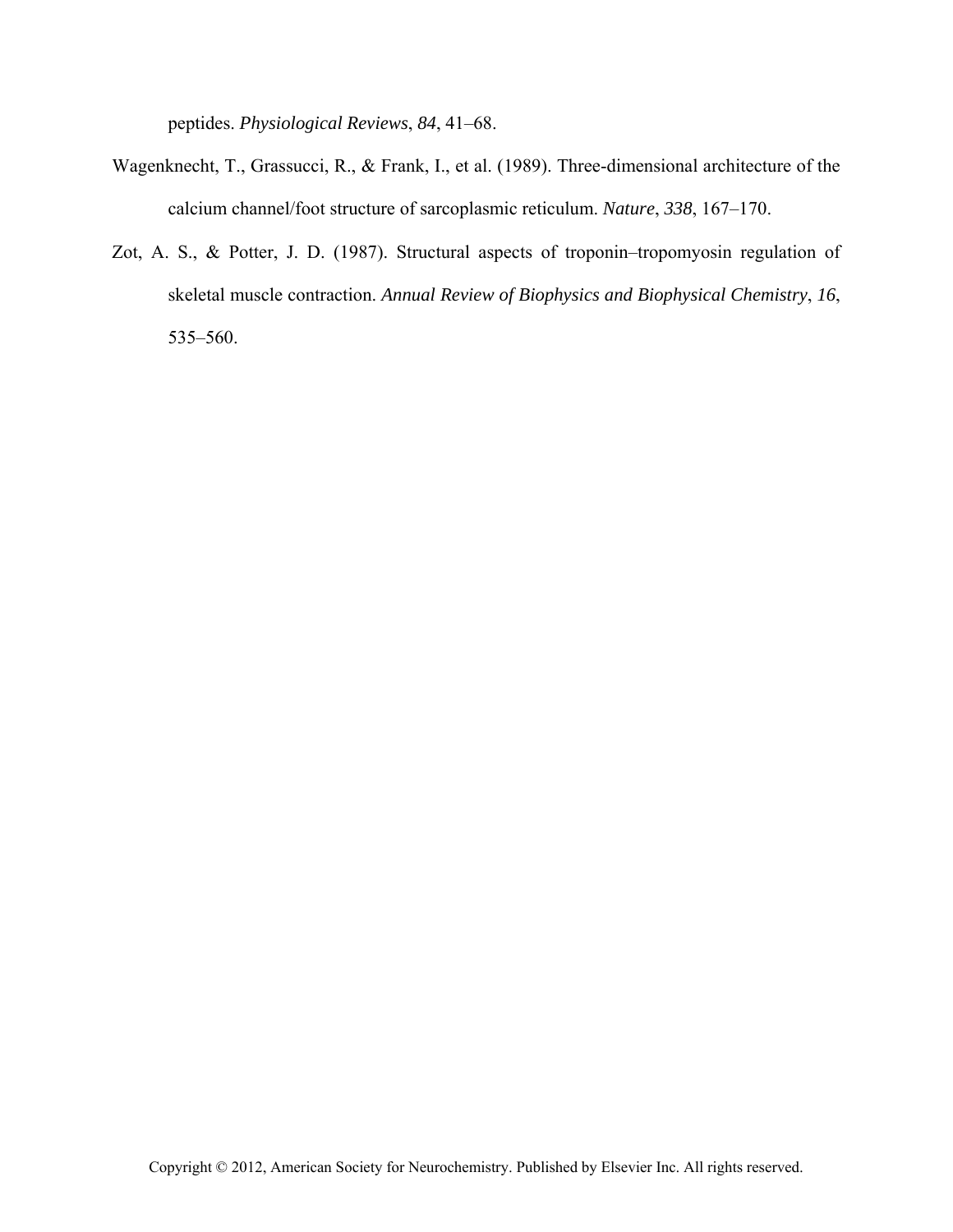peptides. *Physiological Reviews*, *84*, 41–68.

Wagenknecht, T., Grassucci, R., & Frank, I., et al. (1989). Three-dimensional architecture of the calcium channel/foot structure of sarcoplasmic reticulum. *Nature*, *338*, 167–170.

Zot, A. S., & Potter, J. D. (1987). Structural aspects of troponin–tropomyosin regulation of skeletal muscle contraction. *Annual Review of Biophysics and Biophysical Chemistry*, *16*, 535–560.

Copyright © 2012, American Society for Neurochemistry. Published by Elsevier Inc. All rights reserved.